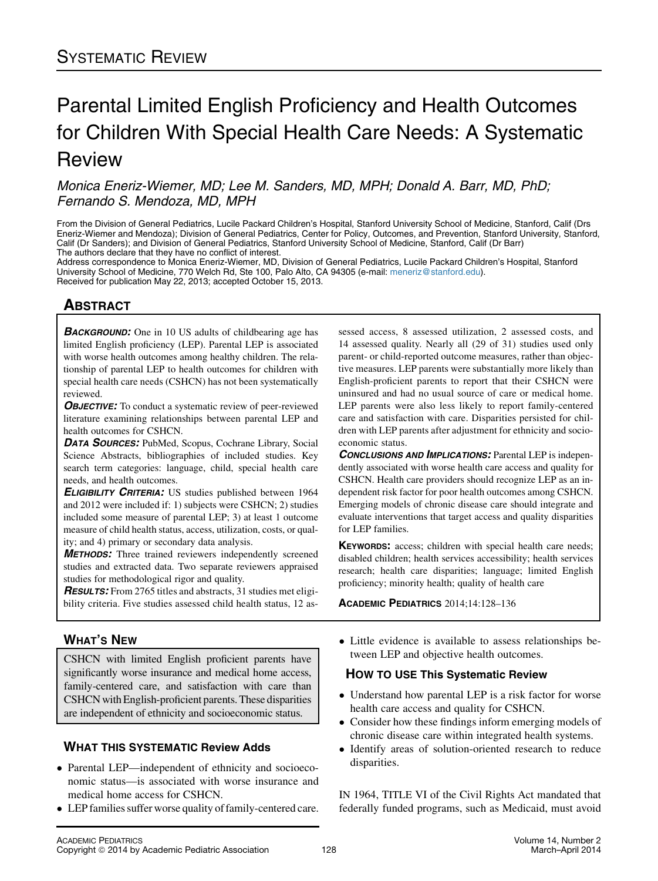SYSTEMATIC REVIEW

# Parental Limited English Proficiency and Health Outcomes for Children With Special Health Care Needs: A Systematic Review

*Monica Eneriz-Wiemer, MD; Lee M. Sanders, MD, MPH; Donald A. Barr, MD, PhD; Fernando S. Mendoza, MD, MPH*

From the Division of General Pediatrics, Lucile Packard Children's Hospital, Stanford University School of Medicine, Stanford, Calif (Drs Eneriz-Wiemer and Mendoza); Division of General Pediatrics, Center for Policy, Outcomes, and Prevention, Stanford University, Stanford, Calif (Dr Sanders); and Division of General Pediatrics, Stanford University School of Medicine, Stanford, Calif (Dr Barr)
The authors declare that they have no conflict of interest.
Address correspondence to Monica Eneriz-Wiemer, MD, Division of General Pediatrics, Lucile Packard Children's Hospital, Stanford University School of Medicine, 770 Welch Rd, Ste 100, Palo Alto, CA 94305 (e-mail: meneriz@stanford.edu).
Received for publication May 22, 2013; accepted October 15, 2013.

## ABSTRACT

***BACKGROUND:*** One in 10 US adults of childbearing age has limited English proficiency (LEP). Parental LEP is associated with worse health outcomes among healthy children. The relationship of parental LEP to health outcomes for children with special health care needs (CSHCN) has not been systematically reviewed.

***OBJECTIVE:*** To conduct a systematic review of peer-reviewed literature examining relationships between parental LEP and health outcomes for CSHCN.

***DATA SOURCES:*** PubMed, Scopus, Cochrane Library, Social Science Abstracts, bibliographies of included studies. Key search term categories: language, child, special health care needs, and health outcomes.

***ELIGIBILITY CRITERIA:*** US studies published between 1964 and 2012 were included if: 1) subjects were CSHCN; 2) studies included some measure of parental LEP; 3) at least 1 outcome measure of child health status, access, utilization, costs, or quality; and 4) primary or secondary data analysis.

***METHODS:*** Three trained reviewers independently screened studies and extracted data. Two separate reviewers appraised studies for methodological rigor and quality.

***RESULTS:*** From 2765 titles and abstracts, 31 studies met eligibility criteria. Five studies assessed child health status, 12 assessed access, 8 assessed utilization, 2 assessed costs, and 14 assessed quality. Nearly all (29 of 31) studies used only parent- or child-reported outcome measures, rather than objective measures. LEP parents were substantially more likely than English-proficient parents to report that their CSHCN were uninsured and had no usual source of care or medical home. LEP parents were also less likely to report family-centered care and satisfaction with care. Disparities persisted for children with LEP parents after adjustment for ethnicity and socioeconomic status.

***CONCLUSIONS AND IMPLICATIONS:*** Parental LEP is independently associated with worse health care access and quality for CSHCN. Health care providers should recognize LEP as an independent risk factor for poor health outcomes among CSHCN. Emerging models of chronic disease care should integrate and evaluate interventions that target access and quality disparities for LEP families.

**KEYWORDS:** access; children with special health care needs; disabled children; health services accessibility; health services research; health care disparities; language; limited English proficiency; minority health; quality of health care

**ACADEMIC PEDIATRICS** 2014;14:128–136

## WHAT'S NEW

CSHCN with limited English proficient parents have significantly worse insurance and medical home access, family-centered care, and satisfaction with care than CSHCN with English-proficient parents. These disparities are independent of ethnicity and socioeconomic status.

### WHAT THIS SYSTEMATIC Review Adds

- Parental LEP—independent of ethnicity and socioeconomic status—is associated with worse insurance and medical home access for CSHCN.
- LEP families suffer worse quality of family-centered care.
- Little evidence is available to assess relationships between LEP and objective health outcomes.

### HOW TO USE This Systematic Review

- Understand how parental LEP is a risk factor for worse health care access and quality for CSHCN.
- Consider how these findings inform emerging models of chronic disease care within integrated health systems.
- Identify areas of solution-oriented research to reduce disparities.

IN 1964, TITLE VI of the Civil Rights Act mandated that federally funded programs, such as Medicaid, must avoid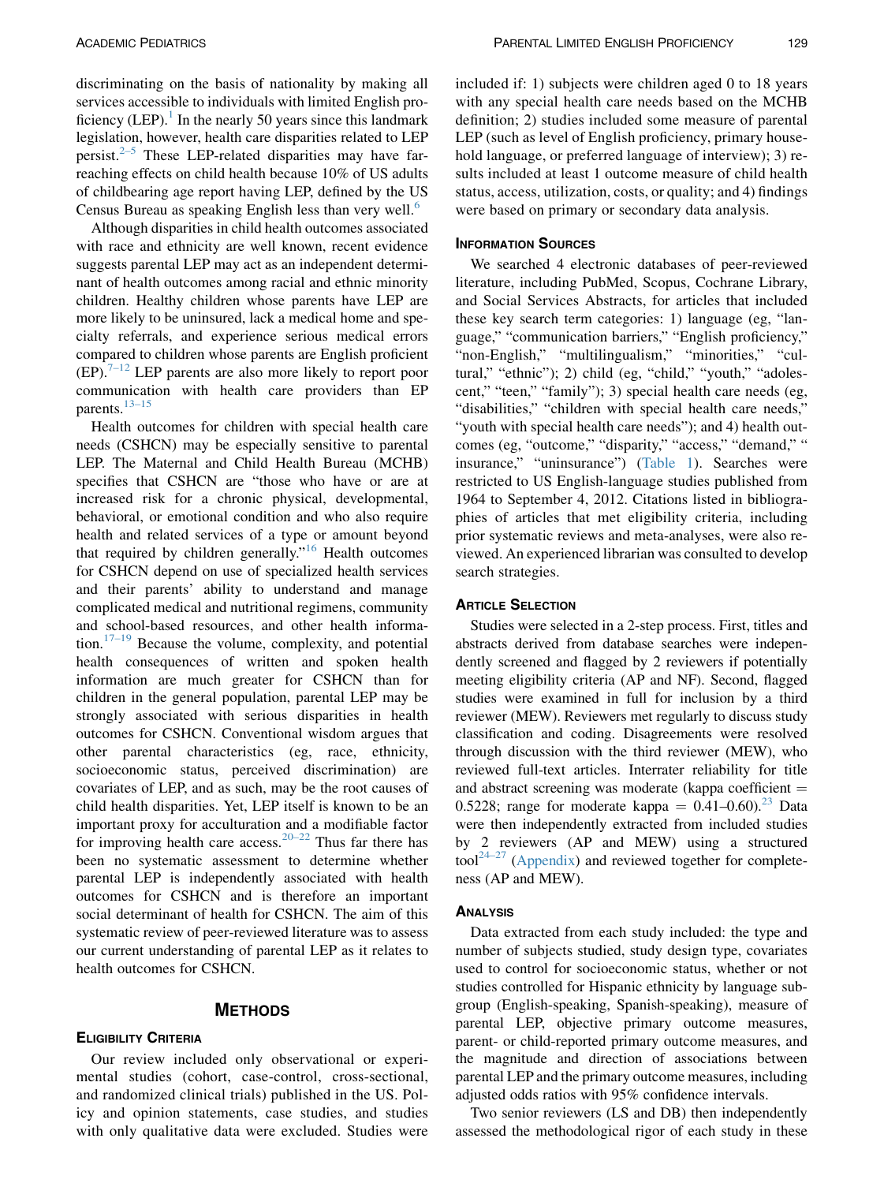discriminating on the basis of nationality by making all services accessible to individuals with limited English proficiency (LEP).[1] In the nearly 50 years since this landmark legislation, however, health care disparities related to LEP persist.[2–5] These LEP-related disparities may have far-reaching effects on child health because 10% of US adults of childbearing age report having LEP, defined by the US Census Bureau as speaking English less than very well.[6]

Although disparities in child health outcomes associated with race and ethnicity are well known, recent evidence suggests parental LEP may act as an independent determinant of health outcomes among racial and ethnic minority children. Healthy children whose parents have LEP are more likely to be uninsured, lack a medical home and specialty referrals, and experience serious medical errors compared to children whose parents are English proficient (EP).[7–12] LEP parents are also more likely to report poor communication with health care providers than EP parents.[13–15]

Health outcomes for children with special health care needs (CSHCN) may be especially sensitive to parental LEP. The Maternal and Child Health Bureau (MCHB) specifies that CSHCN are "those who have or are at increased risk for a chronic physical, developmental, behavioral, or emotional condition and who also require health and related services of a type or amount beyond that required by children generally."[16] Health outcomes for CSHCN depend on use of specialized health services and their parents' ability to understand and manage complicated medical and nutritional regimens, community and school-based resources, and other health information.[17–19] Because the volume, complexity, and potential health consequences of written and spoken health information are much greater for CSHCN than for children in the general population, parental LEP may be strongly associated with serious disparities in health outcomes for CSHCN. Conventional wisdom argues that other parental characteristics (eg, race, ethnicity, socioeconomic status, perceived discrimination) are covariates of LEP, and as such, may be the root causes of child health disparities. Yet, LEP itself is known to be an important proxy for acculturation and a modifiable factor for improving health care access.[20–22] Thus far there has been no systematic assessment to determine whether parental LEP is independently associated with health outcomes for CSHCN and is therefore an important social determinant of health for CSHCN. The aim of this systematic review of peer-reviewed literature was to assess our current understanding of parental LEP as it relates to health outcomes for CSHCN.

## Methods

### Eligibility Criteria

Our review included only observational or experimental studies (cohort, case-control, cross-sectional, and randomized clinical trials) published in the US. Policy and opinion statements, case studies, and studies with only qualitative data were excluded. Studies were included if: 1) subjects were children aged 0 to 18 years with any special health care needs based on the MCHB definition; 2) studies included some measure of parental LEP (such as level of English proficiency, primary household language, or preferred language of interview); 3) results included at least 1 outcome measure of child health status, access, utilization, costs, or quality; and 4) findings were based on primary or secondary data analysis.

### Information Sources

We searched 4 electronic databases of peer-reviewed literature, including PubMed, Scopus, Cochrane Library, and Social Services Abstracts, for articles that included these key search term categories: 1) language (eg, "language," "communication barriers," "English proficiency," "non-English," "multilingualism," "minorities," "cultural," "ethnic"); 2) child (eg, "child," "youth," "adolescent," "teen," "family"); 3) special health care needs (eg, "disabilities," "children with special health care needs," "youth with special health care needs"); and 4) health outcomes (eg, "outcome," "disparity," "access," "demand," " insurance," "uninsurance") (Table 1). Searches were restricted to US English-language studies published from 1964 to September 4, 2012. Citations listed in bibliographies of articles that met eligibility criteria, including prior systematic reviews and meta-analyses, were also reviewed. An experienced librarian was consulted to develop search strategies.

### Article Selection

Studies were selected in a 2-step process. First, titles and abstracts derived from database searches were independently screened and flagged by 2 reviewers if potentially meeting eligibility criteria (AP and NF). Second, flagged studies were examined in full for inclusion by a third reviewer (MEW). Reviewers met regularly to discuss study classification and coding. Disagreements were resolved through discussion with the third reviewer (MEW), who reviewed full-text articles. Interrater reliability for title and abstract screening was moderate (kappa coefficient = 0.5228; range for moderate kappa = 0.41–0.60).[23] Data were then independently extracted from included studies by 2 reviewers (AP and MEW) using a structured tool[24–27] (Appendix) and reviewed together for completeness (AP and MEW).

### Analysis

Data extracted from each study included: the type and number of subjects studied, study design type, covariates used to control for socioeconomic status, whether or not studies controlled for Hispanic ethnicity by language subgroup (English-speaking, Spanish-speaking), measure of parental LEP, objective primary outcome measures, parent- or child-reported primary outcome measures, and the magnitude and direction of associations between parental LEP and the primary outcome measures, including adjusted odds ratios with 95% confidence intervals.

Two senior reviewers (LS and DB) then independently assessed the methodological rigor of each study in these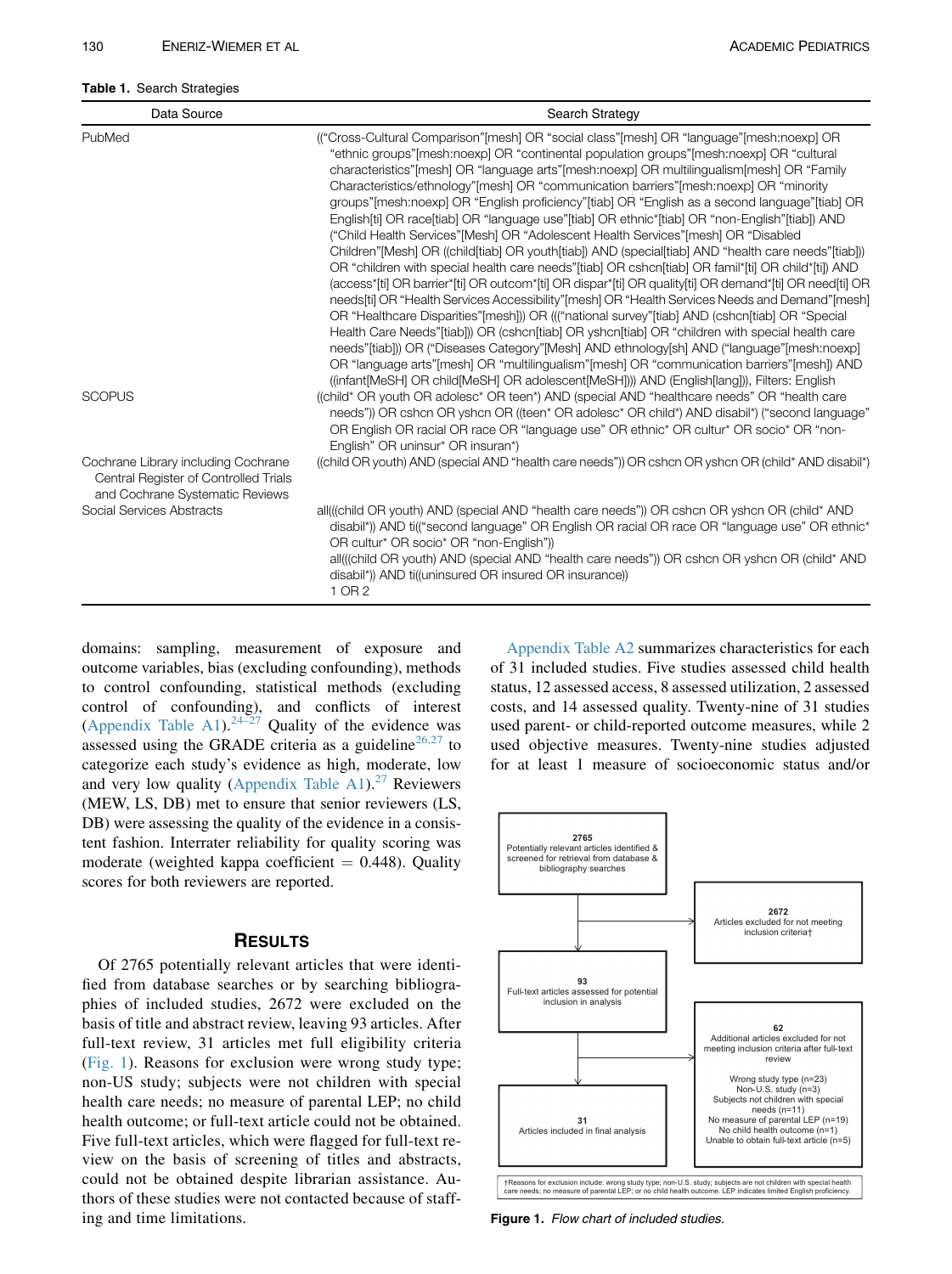**Table 1.** Search Strategies

| Data Source | Search Strategy |
|---|---|
| PubMed | (("Cross-Cultural Comparison"[mesh] OR "social class"[mesh] OR "language"[mesh:noexp] OR "ethnic groups"[mesh:noexp] OR "continental population groups"[mesh:noexp] OR "cultural characteristics"[mesh] OR "language arts"[mesh:noexp] OR multilingualism[mesh] OR "Family Characteristics/ethnology"[mesh] OR "communication barriers"[mesh:noexp] OR "minority groups"[mesh:noexp] OR "English proficiency"[tiab] OR "English as a second language"[tiab] OR English[ti] OR race[tiab] OR "language use"[tiab] OR ethnic*[tiab] OR "non-English"[tiab]) AND ("Child Health Services"[Mesh] OR "Adolescent Health Services"[mesh] OR "Disabled Children"[Mesh] OR ((child[tiab] OR youth[tiab]) AND (special[tiab] AND "health care needs"[tiab])) OR "children with special health care needs"[tiab] OR cshcn[tiab] OR famil*[ti] OR child*[ti]) AND (access*[ti] OR barrier*[ti] OR outcom*[ti] OR dispar*[ti] OR quality[ti] OR demand*[ti] OR need[ti] OR needs[ti] OR "Health Services Accessibility"[mesh] OR "Health Services Needs and Demand"[mesh] OR "Healthcare Disparities"[mesh])) OR ((("national survey"[tiab] AND (cshcn[tiab] OR "Special Health Care Needs"[tiab])) OR (cshcn[tiab] OR yshcn[tiab] OR "children with special health care needs"[tiab])) OR ("Diseases Category"[Mesh] AND ethnology[sh] AND ("language"[mesh:noexp] OR "language arts"[mesh] OR "multilingualism"[mesh] OR "communication barriers"[mesh])) AND ((infant[MeSH] OR child[MeSH] OR adolescent[MeSH]))) AND (English[lang])), Filters: English |
| SCOPUS | ((child* OR youth OR adolesc* OR teen*) AND (special AND "healthcare needs" OR "health care needs")) OR cshcn OR yshcn OR ((teen* OR adolesc* OR child*) AND disabil*) ("second language" OR English OR racial OR race OR "language use" OR ethnic* OR cultur* OR socio* OR "non-English" OR uninsur* OR insuran*) |
| Cochrane Library including Cochrane Central Register of Controlled Trials and Cochrane Systematic Reviews | ((child OR youth) AND (special AND "health care needs")) OR cshcn OR yshcn OR (child* AND disabil*) |
| Social Services Abstracts | all(((child OR youth) AND (special AND "health care needs")) OR cshcn OR yshcn OR (child* AND disabil*)) AND ti(("second language" OR English OR racial OR race OR "language use" OR ethnic* OR cultur* OR socio* OR "non-English")) <br> all(((child OR youth) AND (special AND "health care needs")) OR cshcn OR yshcn OR (child* AND disabil*)) AND ti((uninsured OR insured OR insurance)) <br> 1 OR 2 |

domains: sampling, measurement of exposure and outcome variables, bias (excluding confounding), methods to control confounding, statistical methods (excluding control of confounding), and conflicts of interest (Appendix Table A1).[24–27] Quality of the evidence was assessed using the GRADE criteria as a guideline[26,27] to categorize each study's evidence as high, moderate, low and very low quality (Appendix Table A1).[27] Reviewers (MEW, LS, DB) met to ensure that senior reviewers (LS, DB) were assessing the quality of the evidence in a consistent fashion. Interrater reliability for quality scoring was moderate (weighted kappa coefficient = 0.448). Quality scores for both reviewers are reported.

## Results

Of 2765 potentially relevant articles that were identified from database searches or by searching bibliographies of included studies, 2672 were excluded on the basis of title and abstract review, leaving 93 articles. After full-text review, 31 articles met full eligibility criteria (Fig. 1). Reasons for exclusion were wrong study type; non-US study; subjects were not children with special health care needs; no measure of parental LEP; no child health outcome; or full-text article could not be obtained. Five full-text articles, which were flagged for full-text review on the basis of screening of titles and abstracts, could not be obtained despite librarian assistance. Authors of these studies were not contacted because of staffing and time limitations.

Appendix Table A2 summarizes characteristics for each of 31 included studies. Five studies assessed child health status, 12 assessed access, 8 assessed utilization, 2 assessed costs, and 14 assessed quality. Twenty-nine of 31 studies used parent- or child-reported outcome measures, while 2 used objective measures. Twenty-nine studies adjusted for at least 1 measure of socioeconomic status and/or

**2765**
Potentially relevant articles identified & screened for retrieval from database & bibliography searches

**2672**
Articles excluded for not meeting inclusion criteria†

**93**
Full-text articles assessed for potential inclusion in analysis

**62**
Additional articles excluded for not meeting inclusion criteria after full-text review

Wrong study type (n=23)
Non-U.S. study (n=3)
Subjects not children with special needs (n=11)
No measure of parental LEP (n=19)
No child health outcome (n=1)
Unable to obtain full-text article (n=5)

**31**
Articles included in final analysis

†Reasons for exclusion include: wrong study type; non-U.S. study; subjects are not children with special health care needs; no measure of parental LEP; or no child health outcome. LEP indicates limited English proficiency.

**Figure 1.** *Flow chart of included studies.*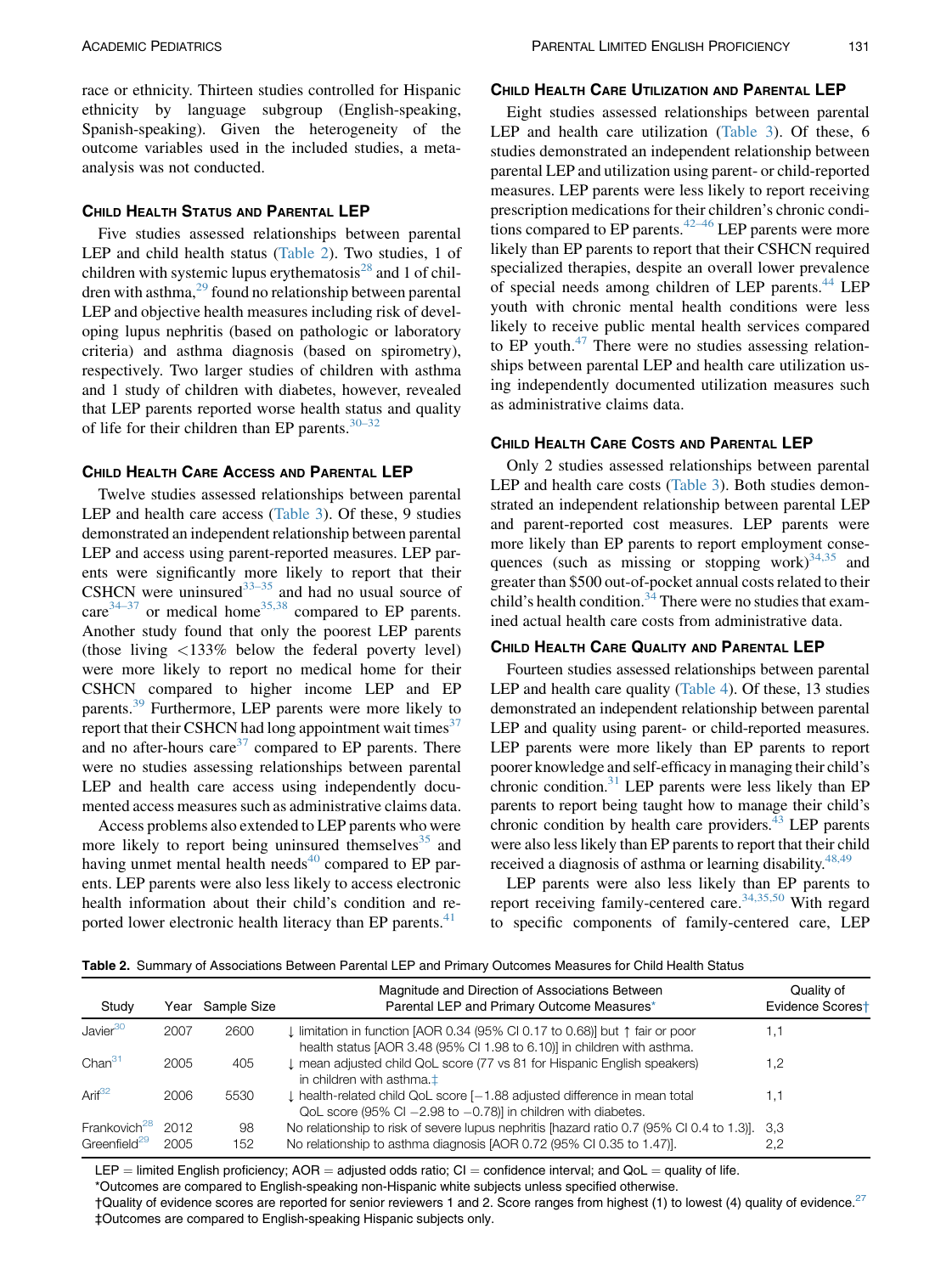race or ethnicity. Thirteen studies controlled for Hispanic ethnicity by language subgroup (English-speaking, Spanish-speaking). Given the heterogeneity of the outcome variables used in the included studies, a meta-analysis was not conducted.

## Child Health Status and Parental LEP

Five studies assessed relationships between parental LEP and child health status (Table 2). Two studies, 1 of children with systemic lupus erythematosis[28] and 1 of children with asthma,[29] found no relationship between parental LEP and objective health measures including risk of developing lupus nephritis (based on pathologic or laboratory criteria) and asthma diagnosis (based on spirometry), respectively. Two larger studies of children with asthma and 1 study of children with diabetes, however, revealed that LEP parents reported worse health status and quality of life for their children than EP parents.[30–32]

## Child Health Care Access and Parental LEP

Twelve studies assessed relationships between parental LEP and health care access (Table 3). Of these, 9 studies demonstrated an independent relationship between parental LEP and access using parent-reported measures. LEP parents were significantly more likely to report that their CSHCN were uninsured[33–35] and had no usual source of care[34–37] or medical home[35,38] compared to EP parents. Another study found that only the poorest LEP parents (those living <133% below the federal poverty level) were more likely to report no medical home for their CSHCN compared to higher income LEP and EP parents.[39] Furthermore, LEP parents were more likely to report that their CSHCN had long appointment wait times[37] and no after-hours care[37] compared to EP parents. There were no studies assessing relationships between parental LEP and health care access using independently documented access measures such as administrative claims data.

Access problems also extended to LEP parents who were more likely to report being uninsured themselves[35] and having unmet mental health needs[40] compared to EP parents. LEP parents were also less likely to access electronic health information about their child's condition and reported lower electronic health literacy than EP parents.[41]

## Child Health Care Utilization and Parental LEP

Eight studies assessed relationships between parental LEP and health care utilization (Table 3). Of these, 6 studies demonstrated an independent relationship between parental LEP and utilization using parent- or child-reported measures. LEP parents were less likely to report receiving prescription medications for their children's chronic conditions compared to EP parents.[42–46] LEP parents were more likely than EP parents to report that their CSHCN required specialized therapies, despite an overall lower prevalence of special needs among children of LEP parents.[44] LEP youth with chronic mental health conditions were less likely to receive public mental health services compared to EP youth.[47] There were no studies assessing relationships between parental LEP and health care utilization using independently documented utilization measures such as administrative claims data.

## Child Health Care Costs and Parental LEP

Only 2 studies assessed relationships between parental LEP and health care costs (Table 3). Both studies demonstrated an independent relationship between parental LEP and parent-reported cost measures. LEP parents were more likely than EP parents to report employment consequences (such as missing or stopping work)[34,35] and greater than $500 out-of-pocket annual costs related to their child's health condition.[34] There were no studies that examined actual health care costs from administrative data.

## Child Health Care Quality and Parental LEP

Fourteen studies assessed relationships between parental LEP and health care quality (Table 4). Of these, 13 studies demonstrated an independent relationship between parental LEP and quality using parent- or child-reported measures. LEP parents were more likely than EP parents to report poorer knowledge and self-efficacy in managing their child's chronic condition.[31] LEP parents were less likely than EP parents to report being taught how to manage their child's chronic condition by health care providers.[43] LEP parents were also less likely than EP parents to report that their child received a diagnosis of asthma or learning disability.[48,49]

LEP parents were also less likely than EP parents to report receiving family-centered care.[34,35,50] With regard to specific components of family-centered care, LEP

**Table 2.** Summary of Associations Between Parental LEP and Primary Outcomes Measures for Child Health Status

| Study | Year | Sample Size | Magnitude and Direction of Associations Between Parental LEP and Primary Outcome Measures* | Quality of Evidence Scores† |
|---|---|---|---|---|
| Javier[30] | 2007 | 2600 | ↓ limitation in function [AOR 0.34 (95% CI 0.17 to 0.68)] but ↑ fair or poor health status [AOR 3.48 (95% CI 1.98 to 6.10)] in children with asthma. | 1,1 |
| Chan[31] | 2005 | 405 | ↓ mean adjusted child QoL score (77 vs 81 for Hispanic English speakers) in children with asthma.‡ | 1,2 |
| Arif[32] | 2006 | 5530 | ↓ health-related child QoL score [−1.88 adjusted difference in mean total QoL score (95% CI −2.98 to −0.78)] in children with diabetes. | 1,1 |
| Frankovich[28] | 2012 | 98 | No relationship to risk of severe lupus nephritis [hazard ratio 0.7 (95% CI 0.4 to 1.3)]. | 3,3 |
| Greenfield[29] | 2005 | 152 | No relationship to asthma diagnosis [AOR 0.72 (95% CI 0.35 to 1.47)]. | 2,2 |

LEP = limited English proficiency; AOR = adjusted odds ratio; CI = confidence interval; and QoL = quality of life.
*Outcomes are compared to English-speaking non-Hispanic white subjects unless specified otherwise.
†Quality of evidence scores are reported for senior reviewers 1 and 2. Score ranges from highest (1) to lowest (4) quality of evidence.[27]
‡Outcomes are compared to English-speaking Hispanic subjects only.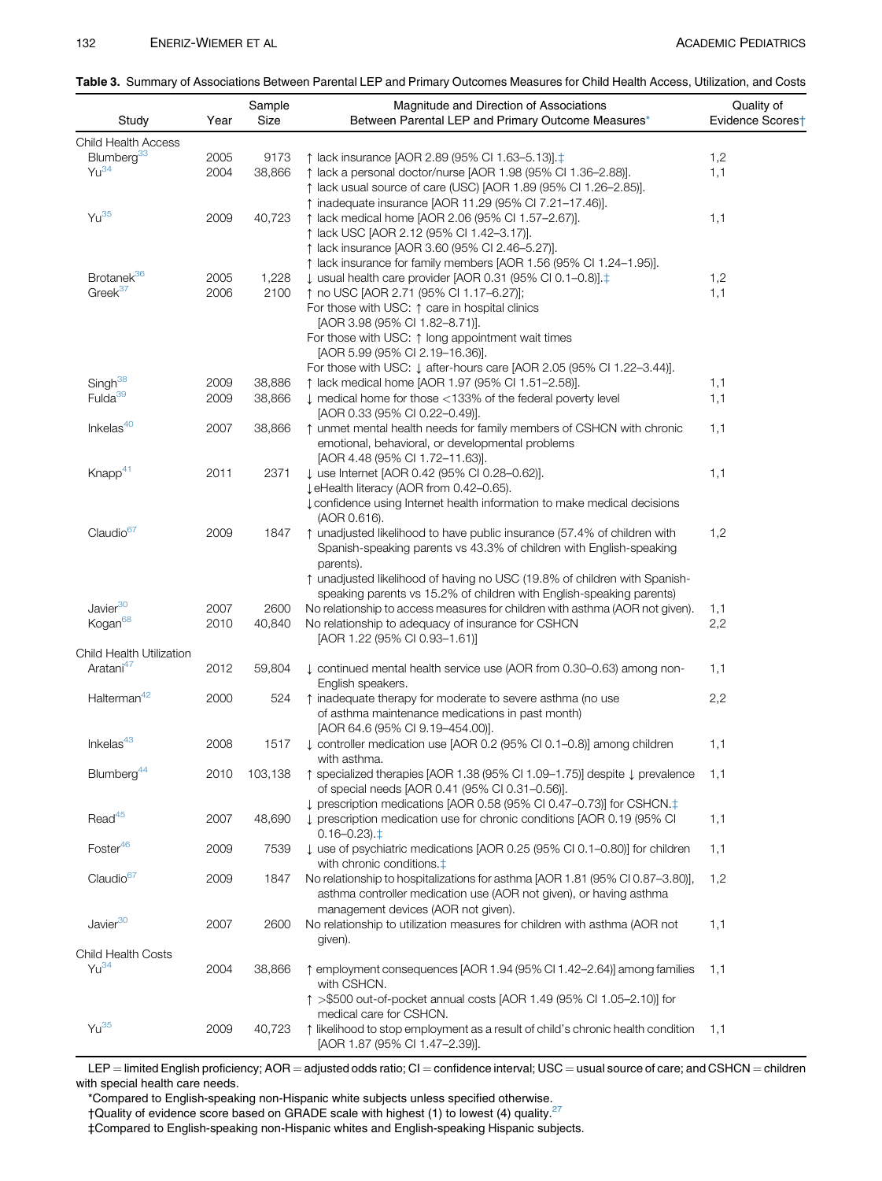**Table 3.** Summary of Associations Between Parental LEP and Primary Outcomes Measures for Child Health Access, Utilization, and Costs

| Study | Year | Sample Size | Magnitude and Direction of Associations Between Parental LEP and Primary Outcome Measures* | Quality of Evidence Scores† |
|---|---|---|---|---|
| Child Health Access | | | | |
| Blumberg[33] | 2005 | 9173 | ↑ lack insurance [AOR 2.89 (95% CI 1.63–5.13)].‡ | 1,2 |
| Yu[34] | 2004 | 38,866 | ↑ lack a personal doctor/nurse [AOR 1.98 (95% CI 1.36–2.88)]. ↑ lack usual source of care (USC) [AOR 1.89 (95% CI 1.26–2.85)]. ↑ inadequate insurance [AOR 11.29 (95% CI 7.21–17.46)]. | 1,1 |
| Yu[35] | 2009 | 40,723 | ↑ lack medical home [AOR 2.06 (95% CI 1.57–2.67)]. ↑ lack USC [AOR 2.12 (95% CI 1.42–3.17)]. ↑ lack insurance [AOR 3.60 (95% CI 2.46–5.27)]. ↑ lack insurance for family members [AOR 1.56 (95% CI 1.24–1.95)]. | 1,1 |
| Brotanek[36] | 2005 | 1,228 | ↓ usual health care provider [AOR 0.31 (95% CI 0.1–0.8)].‡ | 1,2 |
| Greek[37] | 2006 | 2100 | ↑ no USC [AOR 2.71 (95% CI 1.17–6.27)]; For those with USC: ↑ care in hospital clinics [AOR 3.98 (95% CI 1.82–8.71)]. For those with USC: ↑ long appointment wait times [AOR 5.99 (95% CI 2.19–16.36)]. For those with USC: ↓ after-hours care [AOR 2.05 (95% CI 1.22–3.44)]. | 1,1 |
| Singh[38] | 2009 | 38,886 | ↑ lack medical home [AOR 1.97 (95% CI 1.51–2.58)]. | 1,1 |
| Fulda[39] | 2009 | 38,866 | ↓ medical home for those <133% of the federal poverty level [AOR 0.33 (95% CI 0.22–0.49)]. | 1,1 |
| Inkelas[40] | 2007 | 38,866 | ↑ unmet mental health needs for family members of CSHCN with chronic emotional, behavioral, or developmental problems [AOR 4.48 (95% CI 1.72–11.63)]. | 1,1 |
| Knapp[41] | 2011 | 2371 | ↓ use Internet [AOR 0.42 (95% CI 0.28–0.62)]. ↓eHealth literacy (AOR from 0.42–0.65). ↓confidence using Internet health information to make medical decisions (AOR 0.616). | 1,1 |
| Claudio[67] | 2009 | 1847 | ↑ unadjusted likelihood to have public insurance (57.4% of children with Spanish-speaking parents vs 43.3% of children with English-speaking parents). ↑ unadjusted likelihood of having no USC (19.8% of children with Spanish-speaking parents vs 15.2% of children with English-speaking parents) | 1,2 |
| Javier[30] | 2007 | 2600 | No relationship to access measures for children with asthma (AOR not given). | 1,1 |
| Kogan[68] | 2010 | 40,840 | No relationship to adequacy of insurance for CSHCN [AOR 1.22 (95% CI 0.93–1.61)] | 2,2 |
| Child Health Utilization | | | | |
| Aratani[47] | 2012 | 59,804 | ↓ continued mental health service use (AOR from 0.30–0.63) among non-English speakers. | 1,1 |
| Halterman[42] | 2000 | 524 | ↑ inadequate therapy for moderate to severe asthma (no use of asthma maintenance medications in past month) [AOR 64.6 (95% CI 9.19–454.00)]. | 2,2 |
| Inkelas[43] | 2008 | 1517 | ↓ controller medication use [AOR 0.2 (95% CI 0.1–0.8)] among children with asthma. | 1,1 |
| Blumberg[44] | 2010 | 103,138 | ↑ specialized therapies [AOR 1.38 (95% CI 1.09–1.75)] despite ↓ prevalence of special needs [AOR 0.41 (95% CI 0.31–0.56)]. ↓ prescription medications [AOR 0.58 (95% CI 0.47–0.73)] for CSHCN.‡ | 1,1 |
| Read[45] | 2007 | 48,690 | ↓ prescription medication use for chronic conditions [AOR 0.19 (95% CI 0.16–0.23).‡ | 1,1 |
| Foster[46] | 2009 | 7539 | ↓ use of psychiatric medications [AOR 0.25 (95% CI 0.1–0.80)] for children with chronic conditions.‡ | 1,1 |
| Claudio[67] | 2009 | 1847 | No relationship to hospitalizations for asthma [AOR 1.81 (95% CI 0.87–3.80)], asthma controller medication use (AOR not given), or having asthma management devices (AOR not given). | 1,2 |
| Javier[30] | 2007 | 2600 | No relationship to utilization measures for children with asthma (AOR not given). | 1,1 |
| Child Health Costs | | | | |
| Yu[34] | 2004 | 38,866 | ↑ employment consequences [AOR 1.94 (95% CI 1.42–2.64)] among families with CSHCN. ↑ >$500 out-of-pocket annual costs [AOR 1.49 (95% CI 1.05–2.10)] for medical care for CSHCN. | 1,1 |
| Yu[35] | 2009 | 40,723 | ↑ likelihood to stop employment as a result of child's chronic health condition [AOR 1.87 (95% CI 1.47–2.39)]. | 1,1 |

LEP = limited English proficiency; AOR = adjusted odds ratio; CI = confidence interval; USC = usual source of care; and CSHCN = children with special health care needs.

*Compared to English-speaking non-Hispanic white subjects unless specified otherwise.

†Quality of evidence score based on GRADE scale with highest (1) to lowest (4) quality.[27]

‡Compared to English-speaking non-Hispanic whites and English-speaking Hispanic subjects.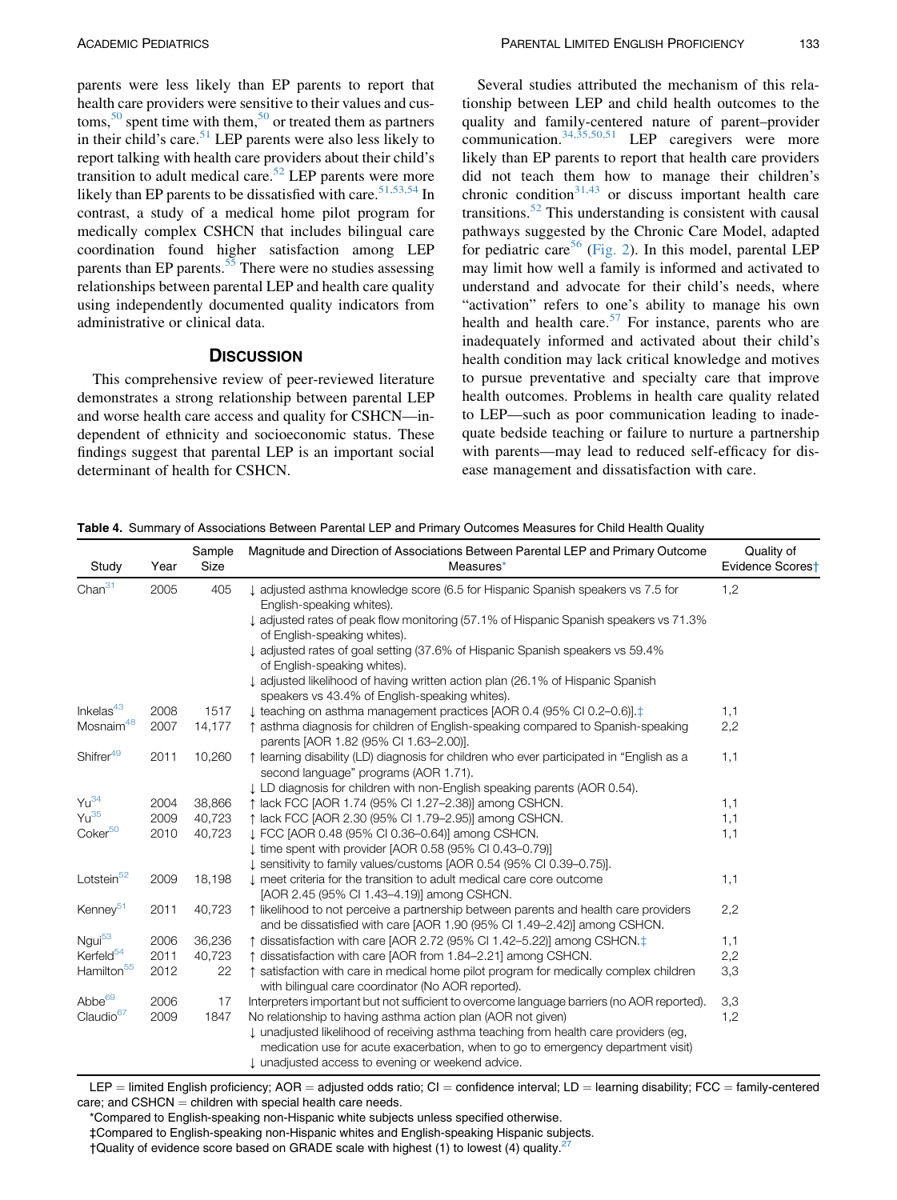parents were less likely than EP parents to report that health care providers were sensitive to their values and customs,[50] spent time with them,[50] or treated them as partners in their child's care.[51] LEP parents were also less likely to report talking with health care providers about their child's transition to adult medical care.[52] LEP parents were more likely than EP parents to be dissatisfied with care.[51,53,54] In contrast, a study of a medical home pilot program for medically complex CSHCN that includes bilingual care coordination found higher satisfaction among LEP parents than EP parents.[55] There were no studies assessing relationships between parental LEP and health care quality using independently documented quality indicators from administrative or clinical data.

## Discussion

This comprehensive review of peer-reviewed literature demonstrates a strong relationship between parental LEP and worse health care access and quality for CSHCN—independent of ethnicity and socioeconomic status. These findings suggest that parental LEP is an important social determinant of health for CSHCN.

Several studies attributed the mechanism of this relationship between LEP and child health outcomes to the quality and family-centered nature of parent–provider communication.[34,35,50,51] LEP caregivers were more likely than EP parents to report that health care providers did not teach them how to manage their children's chronic condition[31,43] or discuss important health care transitions.[52] This understanding is consistent with causal pathways suggested by the Chronic Care Model, adapted for pediatric care[56] (Fig. 2). In this model, parental LEP may limit how well a family is informed and activated to understand and advocate for their child's needs, where "activation" refers to one's ability to manage his own health and health care.[57] For instance, parents who are inadequately informed and activated about their child's health condition may lack critical knowledge and motives to pursue preventative and specialty care that improve health outcomes. Problems in health care quality related to LEP—such as poor communication leading to inadequate bedside teaching or failure to nurture a partnership with parents—may lead to reduced self-efficacy for disease management and dissatisfaction with care.

**Table 4.** Summary of Associations Between Parental LEP and Primary Outcomes Measures for Child Health Quality

| Study | Year | Sample Size | Magnitude and Direction of Associations Between Parental LEP and Primary Outcome Measures* | Quality of Evidence Scores† |
|---|---|---|---|---|
| Chan[31] | 2005 | 405 | ↓ adjusted asthma knowledge score (6.5 for Hispanic Spanish speakers vs 7.5 for English-speaking whites).<br>↓ adjusted rates of peak flow monitoring (57.1% of Hispanic Spanish speakers vs 71.3% of English-speaking whites).<br>↓ adjusted rates of goal setting (37.6% of Hispanic Spanish speakers vs 59.4% of English-speaking whites).<br>↓ adjusted likelihood of having written action plan (26.1% of Hispanic Spanish speakers vs 43.4% of English-speaking whites). | 1,2 |
| Inkelas[43] | 2008 | 1517 | ↓ teaching on asthma management practices [AOR 0.4 (95% CI 0.2–0.6)].‡ | 1,1 |
| Mosnaim[48] | 2007 | 14,177 | ↑ asthma diagnosis for children of English-speaking compared to Spanish-speaking parents [AOR 1.82 (95% CI 1.63–2.00)]. | 2,2 |
| Shifrer[49] | 2011 | 10,260 | ↑ learning disability (LD) diagnosis for children who ever participated in "English as a second language" programs (AOR 1.71).<br>↓ LD diagnosis for children with non-English speaking parents (AOR 0.54). | 1,1 |
| Yu[34] | 2004 | 38,866 | ↑ lack FCC [AOR 1.74 (95% CI 1.27–2.38)] among CSHCN. | 1,1 |
| Yu[35] | 2009 | 40,723 | ↑ lack FCC [AOR 2.30 (95% CI 1.79–2.95)] among CSHCN. | 1,1 |
| Coker[50] | 2010 | 40,723 | ↓ FCC [AOR 0.48 (95% CI 0.36–0.64)] among CSHCN.<br>↓ time spent with provider [AOR 0.58 (95% CI 0.43–0.79)]<br>↓ sensitivity to family values/customs [AOR 0.54 (95% CI 0.39–0.75)]. | 1,1 |
| Lotstein[52] | 2009 | 18,198 | ↓ meet criteria for the transition to adult medical care core outcome [AOR 2.45 (95% CI 1.43–4.19)] among CSHCN. | 1,1 |
| Kenney[51] | 2011 | 40,723 | ↑ likelihood to not perceive a partnership between parents and health care providers and be dissatisfied with care [AOR 1.90 (95% CI 1.49–2.42)] among CSHCN. | 2,2 |
| Ngui[53] | 2006 | 36,236 | ↑ dissatisfaction with care [AOR 2.72 (95% CI 1.42–5.22)] among CSHCN.‡ | 1,1 |
| Kerfeld[54] | 2011 | 40,723 | ↑ dissatisfaction with care [AOR from 1.84–2.21] among CSHCN. | 2,2 |
| Hamilton[55] | 2012 | 22 | ↑ satisfaction with care in medical home pilot program for medically complex children with bilingual care coordinator (No AOR reported). | 3,3 |
| Abbe[69] | 2006 | 17 | Interpreters important but not sufficient to overcome language barriers (no AOR reported). | 3,3 |
| Claudio[67] | 2009 | 1847 | No relationship to having asthma action plan (AOR not given)<br>↓ unadjusted likelihood of receiving asthma teaching from health care providers (eg, medication use for acute exacerbation, when to go to emergency department visit)<br>↓ unadjusted access to evening or weekend advice. | 1,2 |

LEP = limited English proficiency; AOR = adjusted odds ratio; CI = confidence interval; LD = learning disability; FCC = family-centered care; and CSHCN = children with special health care needs.

*Compared to English-speaking non-Hispanic white subjects unless specified otherwise.

‡Compared to English-speaking non-Hispanic whites and English-speaking Hispanic subjects.

†Quality of evidence score based on GRADE scale with highest (1) to lowest (4) quality.[27]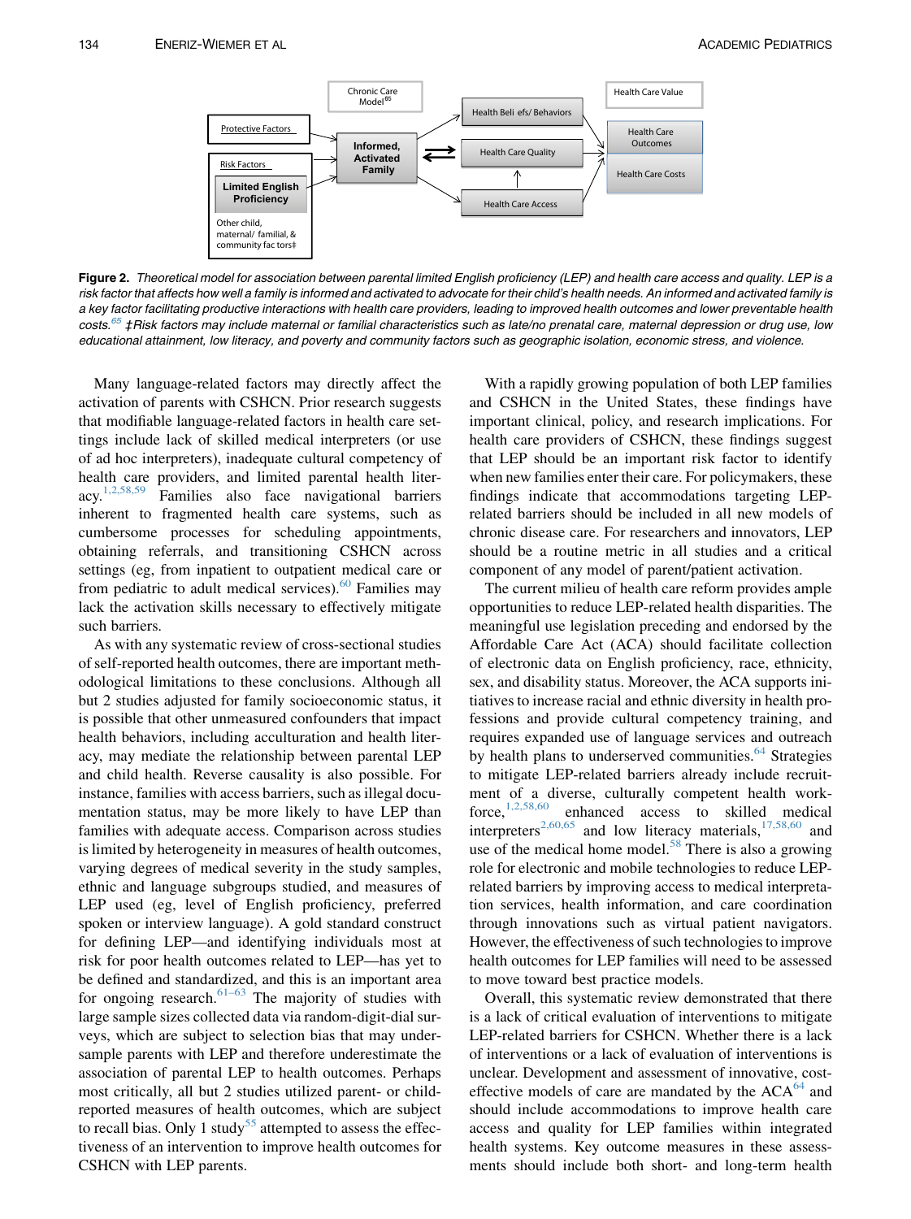Chronic Care Model[65]

Protective Factors

Risk Factors

Limited English Proficiency

Other child, maternal/ familial, & community factors‡

Informed, Activated Family

Health Beliefs/ Behaviors

Health Care Quality

Health Care Access

Health Care Value

Health Care Outcomes

Health Care Costs

**Figure 2.** *Theoretical model for association between parental limited English proficiency (LEP) and health care access and quality. LEP is a risk factor that affects how well a family is informed and activated to advocate for their child's health needs. An informed and activated family is a key factor facilitating productive interactions with health care providers, leading to improved health outcomes and lower preventable health costs.[65] ‡Risk factors may include maternal or familial characteristics such as late/no prenatal care, maternal depression or drug use, low educational attainment, low literacy, and poverty and community factors such as geographic isolation, economic stress, and violence.*

Many language-related factors may directly affect the activation of parents with CSHCN. Prior research suggests that modifiable language-related factors in health care settings include lack of skilled medical interpreters (or use of ad hoc interpreters), inadequate cultural competency of health care providers, and limited parental health literacy.[1,2,58,59] Families also face navigational barriers inherent to fragmented health care systems, such as cumbersome processes for scheduling appointments, obtaining referrals, and transitioning CSHCN across settings (eg, from inpatient to outpatient medical care or from pediatric to adult medical services).[60] Families may lack the activation skills necessary to effectively mitigate such barriers.

As with any systematic review of cross-sectional studies of self-reported health outcomes, there are important methodological limitations to these conclusions. Although all but 2 studies adjusted for family socioeconomic status, it is possible that other unmeasured confounders that impact health behaviors, including acculturation and health literacy, may mediate the relationship between parental LEP and child health. Reverse causality is also possible. For instance, families with access barriers, such as illegal documentation status, may be more likely to have LEP than families with adequate access. Comparison across studies is limited by heterogeneity in measures of health outcomes, varying degrees of medical severity in the study samples, ethnic and language subgroups studied, and measures of LEP used (eg, level of English proficiency, preferred spoken or interview language). A gold standard construct for defining LEP—and identifying individuals most at risk for poor health outcomes related to LEP—has yet to be defined and standardized, and this is an important area for ongoing research.[61–63] The majority of studies with large sample sizes collected data via random-digit-dial surveys, which are subject to selection bias that may undersample parents with LEP and therefore underestimate the association of parental LEP to health outcomes. Perhaps most critically, all but 2 studies utilized parent- or child-reported measures of health outcomes, which are subject to recall bias. Only 1 study[55] attempted to assess the effectiveness of an intervention to improve health outcomes for CSHCN with LEP parents.

With a rapidly growing population of both LEP families and CSHCN in the United States, these findings have important clinical, policy, and research implications. For health care providers of CSHCN, these findings suggest that LEP should be an important risk factor to identify when new families enter their care. For policymakers, these findings indicate that accommodations targeting LEP-related barriers should be included in all new models of chronic disease care. For researchers and innovators, LEP should be a routine metric in all studies and a critical component of any model of parent/patient activation.

The current milieu of health care reform provides ample opportunities to reduce LEP-related health disparities. The meaningful use legislation preceding and endorsed by the Affordable Care Act (ACA) should facilitate collection of electronic data on English proficiency, race, ethnicity, sex, and disability status. Moreover, the ACA supports initiatives to increase racial and ethnic diversity in health professions and provide cultural competency training, and requires expanded use of language services and outreach by health plans to underserved communities.[64] Strategies to mitigate LEP-related barriers already include recruitment of a diverse, culturally competent health workforce,[1,2,58,60] enhanced access to skilled medical interpreters[2,60,65] and low literacy materials,[17,58,60] and use of the medical home model.[58] There is also a growing role for electronic and mobile technologies to reduce LEP-related barriers by improving access to medical interpretation services, health information, and care coordination through innovations such as virtual patient navigators. However, the effectiveness of such technologies to improve health outcomes for LEP families will need to be assessed to move toward best practice models.

Overall, this systematic review demonstrated that there is a lack of critical evaluation of interventions to mitigate LEP-related barriers for CSHCN. Whether there is a lack of interventions or a lack of evaluation of interventions is unclear. Development and assessment of innovative, cost-effective models of care are mandated by the ACA[64] and should include accommodations to improve health care access and quality for LEP families within integrated health systems. Key outcome measures in these assessments should include both short- and long-term health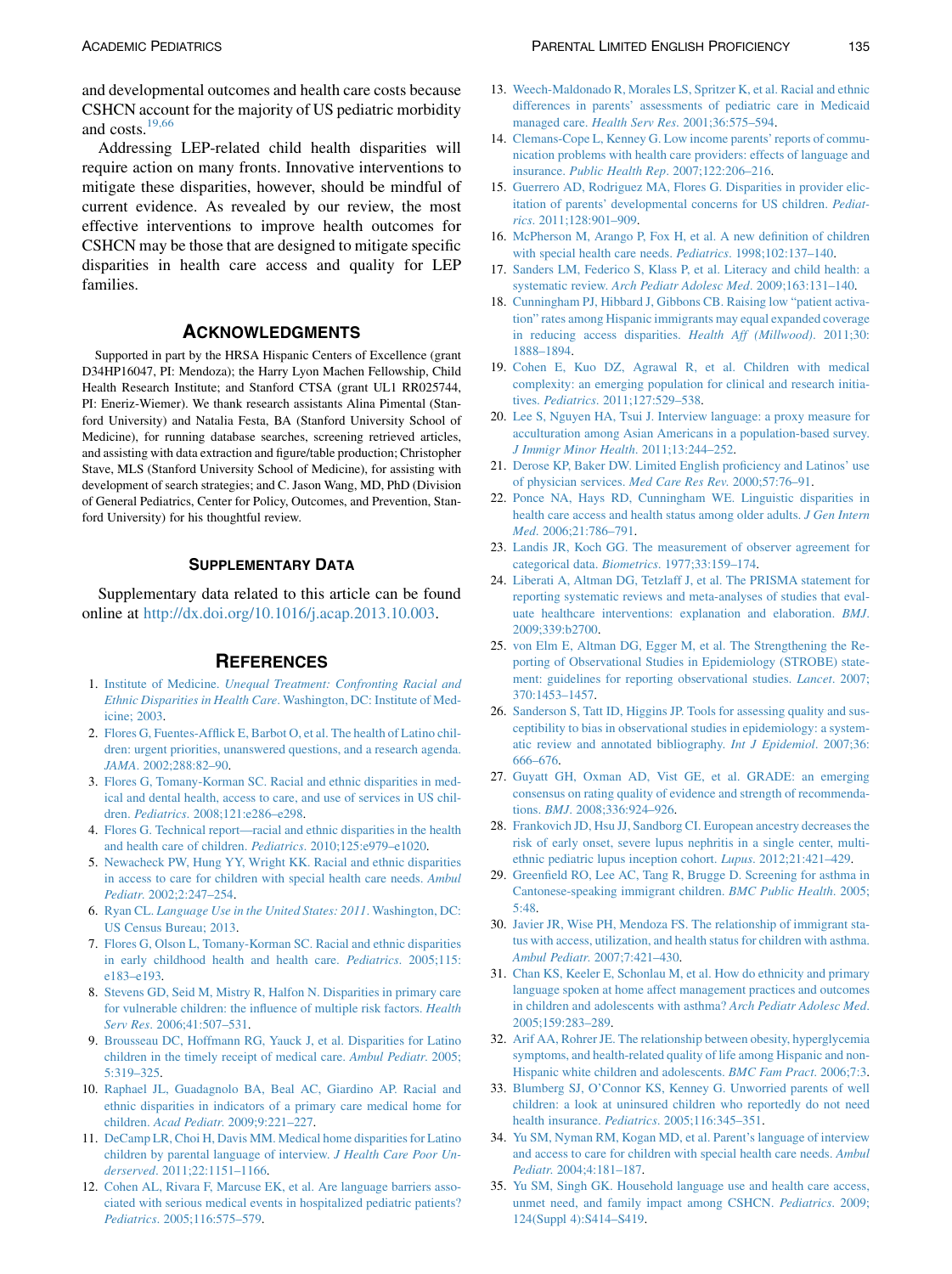and developmental outcomes and health care costs because CSHCN account for the majority of US pediatric morbidity and costs.[19,66]

Addressing LEP-related child health disparities will require action on many fronts. Innovative interventions to mitigate these disparities, however, should be mindful of current evidence. As revealed by our review, the most effective interventions to improve health outcomes for CSHCN may be those that are designed to mitigate specific disparities in health care access and quality for LEP families.

## Acknowledgments

Supported in part by the HRSA Hispanic Centers of Excellence (grant D34HP16047, PI: Mendoza); the Harry Lyon Machen Fellowship, Child Health Research Institute; and Stanford CTSA (grant UL1 RR025744, PI: Eneriz-Wiemer). We thank research assistants Alina Pimental (Stanford University) and Natalia Festa, BA (Stanford University School of Medicine), for running database searches, screening retrieved articles, and assisting with data extraction and figure/table production; Christopher Stave, MLS (Stanford University School of Medicine), for assisting with development of search strategies; and C. Jason Wang, MD, PhD (Division of General Pediatrics, Center for Policy, Outcomes, and Prevention, Stanford University) for his thoughtful review.

### Supplementary Data

Supplementary data related to this article can be found online at http://dx.doi.org/10.1016/j.acap.2013.10.003.

## References

1. Institute of Medicine. *Unequal Treatment: Confronting Racial and Ethnic Disparities in Health Care*. Washington, DC: Institute of Medicine; 2003.
2. Flores G, Fuentes-Afflick E, Barbot O, et al. The health of Latino children: urgent priorities, unanswered questions, and a research agenda. *JAMA*. 2002;288:82–90.
3. Flores G, Tomany-Korman SC. Racial and ethnic disparities in medical and dental health, access to care, and use of services in US children. *Pediatrics*. 2008;121:e286–e298.
4. Flores G. Technical report—racial and ethnic disparities in the health and health care of children. *Pediatrics*. 2010;125:e979–e1020.
5. Newacheck PW, Hung YY, Wright KK. Racial and ethnic disparities in access to care for children with special health care needs. *Ambul Pediatr*. 2002;2:247–254.
6. Ryan CL. *Language Use in the United States: 2011*. Washington, DC: US Census Bureau; 2013.
7. Flores G, Olson L, Tomany-Korman SC. Racial and ethnic disparities in early childhood health and health care. *Pediatrics*. 2005;115:e183–e193.
8. Stevens GD, Seid M, Mistry R, Halfon N. Disparities in primary care for vulnerable children: the influence of multiple risk factors. *Health Serv Res*. 2006;41:507–531.
9. Brousseau DC, Hoffmann RG, Yauck J, et al. Disparities for Latino children in the timely receipt of medical care. *Ambul Pediatr*. 2005;5:319–325.
10. Raphael JL, Guadagnolo BA, Beal AC, Giardino AP. Racial and ethnic disparities in indicators of a primary care medical home for children. *Acad Pediatr*. 2009;9:221–227.
11. DeCamp LR, Choi H, Davis MM. Medical home disparities for Latino children by parental language of interview. *J Health Care Poor Underserved*. 2011;22:1151–1166.
12. Cohen AL, Rivara F, Marcuse EK, et al. Are language barriers associated with serious medical events in hospitalized pediatric patients? *Pediatrics*. 2005;116:575–579.
13. Weech-Maldonado R, Morales LS, Spritzer K, et al. Racial and ethnic differences in parents' assessments of pediatric care in Medicaid managed care. *Health Serv Res*. 2001;36:575–594.
14. Clemens-Cope L, Kenney G. Low income parents' reports of communication problems with health care providers: effects of language and insurance. *Public Health Rep*. 2007;122:206–216.
15. Guerrero AD, Rodriguez MA, Flores G. Disparities in provider elicitation of parents' developmental concerns for US children. *Pediatrics*. 2011;128:901–909.
16. McPherson M, Arango P, Fox H, et al. A new definition of children with special health care needs. *Pediatrics*. 1998;102:137–140.
17. Sanders LM, Federico S, Klass P, et al. Literacy and child health: a systematic review. *Arch Pediatr Adolesc Med*. 2009;163:131–140.
18. Cunningham PJ, Hibbard J, Gibbons CB. Raising low "patient activation" rates among Hispanic immigrants may equal expanded coverage in reducing access disparities. *Health Aff (Millwood)*. 2011;30:1888–1894.
19. Cohen E, Kuo DZ, Agrawal R, et al. Children with medical complexity: an emerging population for clinical and research initiatives. *Pediatrics*. 2011;127:529–538.
20. Lee S, Nguyen HA, Tsui J. Interview language: a proxy measure for acculturation among Asian Americans in a population-based survey. *J Immigr Minor Health*. 2011;13:244–252.
21. Derose KP, Baker DW. Limited English proficiency and Latinos' use of physician services. *Med Care Res Rev*. 2000;57:76–91.
22. Ponce NA, Hays RD, Cunningham WE. Linguistic disparities in health care access and health status among older adults. *J Gen Intern Med*. 2006;21:786–791.
23. Landis JR, Koch GG. The measurement of observer agreement for categorical data. *Biometrics*. 1977;33:159–174.
24. Liberati A, Altman DG, Tetzlaff J, et al. The PRISMA statement for reporting systematic reviews and meta-analyses of studies that evaluate healthcare interventions: explanation and elaboration. *BMJ*. 2009;339:b2700.
25. von Elm E, Altman DG, Egger M, et al. The Strengthening the Reporting of Observational Studies in Epidemiology (STROBE) statement: guidelines for reporting observational studies. *Lancet*. 2007;370:1453–1457.
26. Sanderson S, Tatt ID, Higgins JP. Tools for assessing quality and susceptibility to bias in observational studies in epidemiology: a systematic review and annotated bibliography. *Int J Epidemiol*. 2007;36:666–676.
27. Guyatt GH, Oxman AD, Vist GE, et al. GRADE: an emerging consensus on rating quality of evidence and strength of recommendations. *BMJ*. 2008;336:924–926.
28. Frankovich JD, Hsu JJ, Sandborg CI. European ancestry decreases the risk of early onset, severe lupus nephritis in a single center, multiethnic pediatric lupus inception cohort. *Lupus*. 2012;21:421–429.
29. Greenfield RO, Lee AC, Tang R, Brugge D. Screening for asthma in Cantonese-speaking immigrant children. *BMC Public Health*. 2005;5:48.
30. Javier JR, Wise PH, Mendoza FS. The relationship of immigrant status with access, utilization, and health status for children with asthma. *Ambul Pediatr*. 2007;7:421–430.
31. Chan KS, Keeler E, Schonlau M, et al. How do ethnicity and primary language spoken at home affect management practices and outcomes in children and adolescents with asthma? *Arch Pediatr Adolesc Med*. 2005;159:283–289.
32. Arif AA, Rohrer JE. The relationship between obesity, hyperglycemia symptoms, and health-related quality of life among Hispanic and non-Hispanic white children and adolescents. *BMC Fam Pract*. 2006;7:3.
33. Blumberg SJ, O'Connor KS, Kenney G. Unworried parents of well children: a look at uninsured children who reportedly do not need health insurance. *Pediatrics*. 2005;116:345–351.
34. Yu SM, Nyman RM, Kogan MD, et al. Parent's language of interview and access to care for children with special health care needs. *Ambul Pediatr*. 2004;4:181–187.
35. Yu SM, Singh GK. Household language use and health care access, unmet need, and family impact among CSHCN. *Pediatrics*. 2009;124(Suppl 4):S414–S419.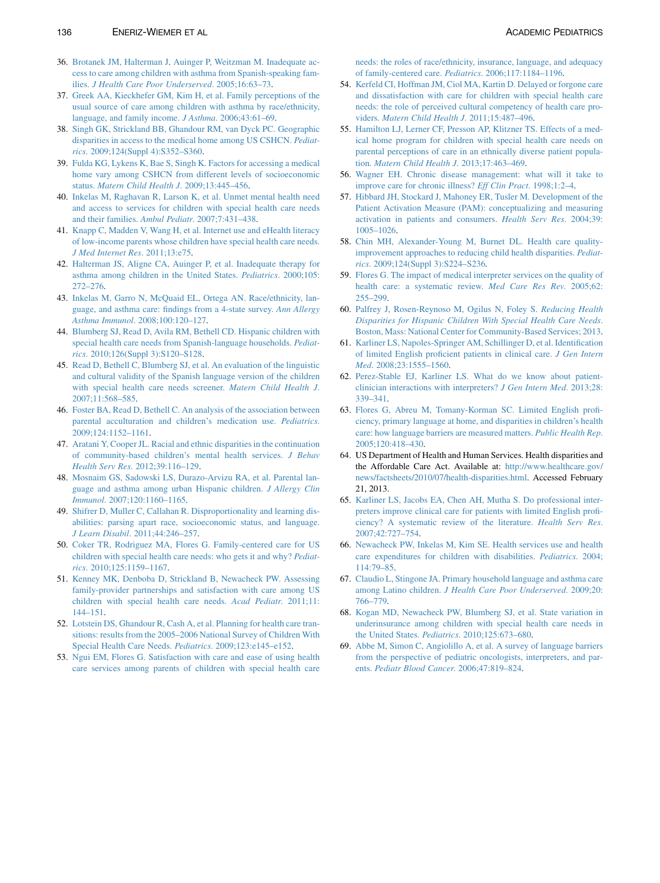36. Brotanek JM, Halterman J, Auinger P, Weitzman M. Inadequate access to care among children with asthma from Spanish-speaking families. *J Health Care Poor Underserved*. 2005;16:63–73.
37. Greek AA, Kieckhefer GM, Kim H, et al. Family perceptions of the usual source of care among children with asthma by race/ethnicity, language, and family income. *J Asthma*. 2006;43:61–69.
38. Singh GK, Strickland BB, Ghandour RM, van Dyck PC. Geographic disparities in access to the medical home among US CSHCN. *Pediatrics*. 2009;124(Suppl 4):S352–S360.
39. Fulda KG, Lykens K, Bae S, Singh K. Factors for accessing a medical home vary among CSHCN from different levels of socioeconomic status. *Matern Child Health J*. 2009;13:445–456.
40. Inkelas M, Raghavan R, Larson K, et al. Unmet mental health need and access to services for children with special health care needs and their families. *Ambul Pediatr*. 2007;7:431–438.
41. Knapp C, Madden V, Wang H, et al. Internet use and eHealth literacy of low-income parents whose children have special health care needs. *J Med Internet Res*. 2011;13:e75.
42. Halterman JS, Aligne CA, Auinger P, et al. Inadequate therapy for asthma among children in the United States. *Pediatrics*. 2000;105:272–276.
43. Inkelas M, Garro N, McQuaid EL, Ortega AN. Race/ethnicity, language, and asthma care: findings from a 4-state survey. *Ann Allergy Asthma Immunol*. 2008;100:120–127.
44. Blumberg SJ, Read D, Avila RM, Bethell CD. Hispanic children with special health care needs from Spanish-language households. *Pediatrics*. 2010;126(Suppl 3):S120–S128.
45. Read D, Bethell C, Blumberg SJ, et al. An evaluation of the linguistic and cultural validity of the Spanish language version of the children with special health care needs screener. *Matern Child Health J*. 2007;11:568–585.
46. Foster BA, Read D, Bethell C. An analysis of the association between parental acculturation and children's medication use. *Pediatrics*. 2009;124:1152–1161.
47. Aratani Y, Cooper JL. Racial and ethnic disparities in the continuation of community-based children's mental health services. *J Behav Health Serv Res*. 2012;39:116–129.
48. Mosnaim GS, Sadowski LS, Durazo-Arvizu RA, et al. Parental language and asthma among urban Hispanic children. *J Allergy Clin Immunol*. 2007;120:1160–1165.
49. Shifrer D, Muller C, Callahan R. Disproportionality and learning disabilities: parsing apart race, socioeconomic status, and language. *J Learn Disabil*. 2011;44:246–257.
50. Coker TR, Rodriguez MA, Flores G. Family-centered care for US children with special health care needs: who gets it and why? *Pediatrics*. 2010;125:1159–1167.
51. Kenney MK, Denboba D, Strickland B, Newacheck PW. Assessing family-provider partnerships and satisfaction with care among US children with special health care needs. *Acad Pediatr*. 2011;11:144–151.
52. Lotstein DS, Ghandour R, Cash A, et al. Planning for health care transitions: results from the 2005–2006 National Survey of Children With Special Health Care Needs. *Pediatrics*. 2009;123:e145–e152.
53. Ngui EM, Flores G. Satisfaction with care and ease of using health care services among parents of children with special health care needs: the roles of race/ethnicity, insurance, language, and adequacy of family-centered care. *Pediatrics*. 2006;117:1184–1196.
54. Kerfeld CI, Hoffman JM, Ciol MA, Kartin D. Delayed or forgone care and dissatisfaction with care for children with special health care needs: the role of perceived cultural competency of health care providers. *Matern Child Health J*. 2011;15:487–496.
55. Hamilton LJ, Lerner CF, Presson AP, Klitzner TS. Effects of a medical home program for children with special health care needs on parental perceptions of care in an ethnically diverse patient population. *Matern Child Health J*. 2013;17:463–469.
56. Wagner EH. Chronic disease management: what will it take to improve care for chronic illness? *Eff Clin Pract*. 1998;1:2–4.
57. Hibbard JH, Stockard J, Mahoney ER, Tusler M. Development of the Patient Activation Measure (PAM): conceptualizing and measuring activation in patients and consumers. *Health Serv Res*. 2004;39:1005–1026.
58. Chin MH, Alexander-Young M, Burnet DL. Health care quality-improvement approaches to reducing child health disparities. *Pediatrics*. 2009;124(Suppl 3):S224–S236.
59. Flores G. The impact of medical interpreter services on the quality of health care: a systematic review. *Med Care Res Rev*. 2005;62:255–299.
60. Palfrey J, Rosen-Reynoso M, Ogilus N, Foley S. *Reducing Health Disparities for Hispanic Children With Special Health Care Needs*. Boston, Mass: National Center for Community-Based Services; 2013.
61. Karliner LS, Napoles-Springer AM, Schillinger D, et al. Identification of limited English proficient patients in clinical care. *J Gen Intern Med*. 2008;23:1555–1560.
62. Perez-Stable EJ, Karliner LS. What do we know about patient-clinician interactions with interpreters? *J Gen Intern Med*. 2013;28:339–341.
63. Flores G, Abreu M, Tomany-Korman SC. Limited English proficiency, primary language at home, and disparities in children's health care: how language barriers are measured matters. *Public Health Rep*. 2005;120:418–430.
64. US Department of Health and Human Services. Health disparities and the Affordable Care Act. Available at: http://www.healthcare.gov/news/factsheets/2010/07/health-disparities.html. Accessed February 21, 2013.
65. Karliner LS, Jacobs EA, Chen AH, Mutha S. Do professional interpreters improve clinical care for patients with limited English proficiency? A systematic review of the literature. *Health Serv Res*. 2007;42:727–754.
66. Newacheck PW, Inkelas M, Kim SE. Health services use and health care expenditures for children with disabilities. *Pediatrics*. 2004;114:79–85.
67. Claudio L, Stingone JA. Primary household language and asthma care among Latino children. *J Health Care Poor Underserved*. 2009;20:766–779.
68. Kogan MD, Newacheck PW, Blumberg SJ, et al. State variation in underinsurance among children with special health care needs in the United States. *Pediatrics*. 2010;125:673–680.
69. Abbe M, Simon C, Angiolillo A, et al. A survey of language barriers from the perspective of pediatric oncologists, interpreters, and parents. *Pediatr Blood Cancer*. 2006;47:819–824.